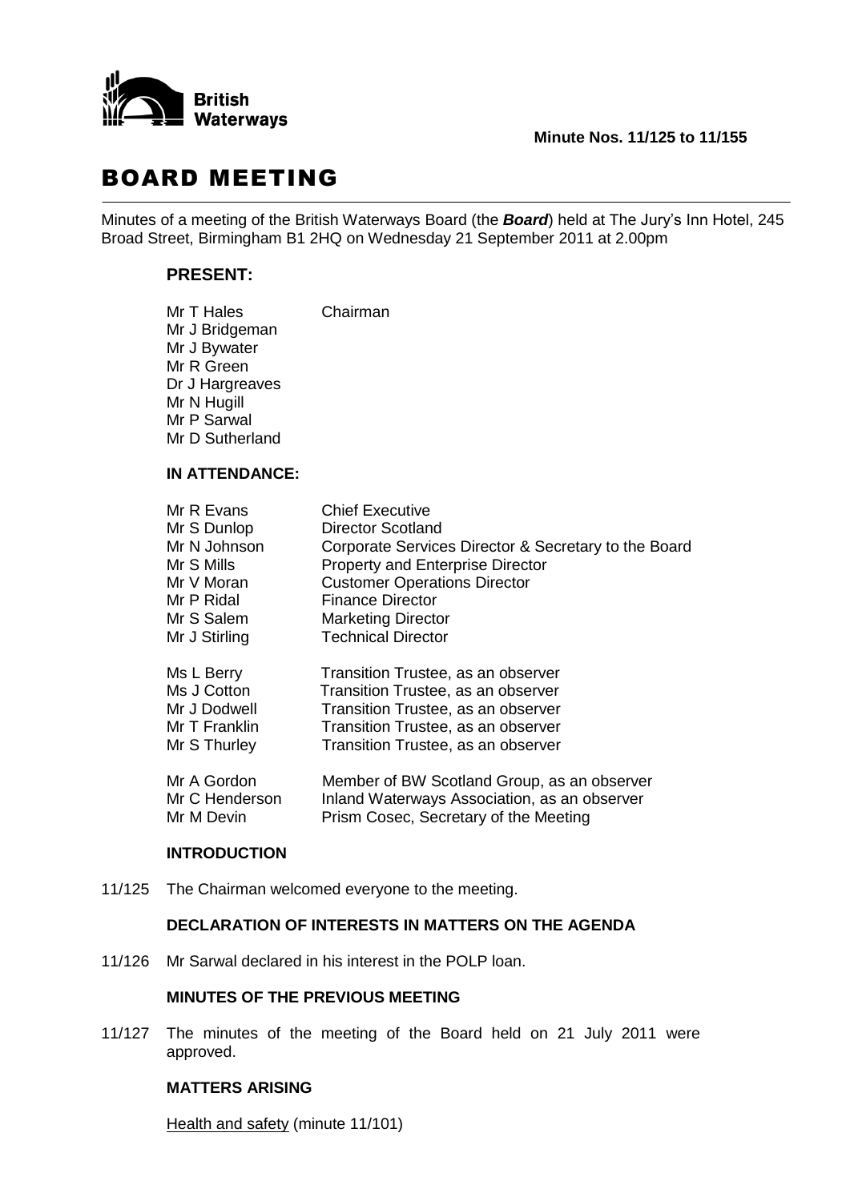**Minute Nos. 11/125 to 11/155**

# BOARD MEETING

Minutes of a meeting of the British Waterways Board (the ***Board***) held at The Jury's Inn Hotel, 245 Broad Street, Birmingham B1 2HQ on Wednesday 21 September 2011 at 2.00pm

## PRESENT:

| | |
|---|---|
| Mr T Hales | Chairman |
| Mr J Bridgeman | |
| Mr J Bywater | |
| Mr R Green | |
| Dr J Hargreaves | |
| Mr N Hugill | |
| Mr P Sarwal | |
| Mr D Sutherland | |

## IN ATTENDANCE:

| | |
|---|---|
| Mr R Evans | Chief Executive |
| Mr S Dunlop | Director Scotland |
| Mr N Johnson | Corporate Services Director & Secretary to the Board |
| Mr S Mills | Property and Enterprise Director |
| Mr V Moran | Customer Operations Director |
| Mr P Ridal | Finance Director |
| Mr S Salem | Marketing Director |
| Mr J Stirling | Technical Director |
| Ms L Berry | Transition Trustee, as an observer |
| Ms J Cotton | Transition Trustee, as an observer |
| Mr J Dodwell | Transition Trustee, as an observer |
| Mr T Franklin | Transition Trustee, as an observer |
| Mr S Thurley | Transition Trustee, as an observer |
| Mr A Gordon | Member of BW Scotland Group, as an observer |
| Mr C Henderson | Inland Waterways Association, as an observer |
| Mr M Devin | Prism Cosec, Secretary of the Meeting |

## INTRODUCTION

11/125 The Chairman welcomed everyone to the meeting.

## DECLARATION OF INTERESTS IN MATTERS ON THE AGENDA

11/126 Mr Sarwal declared in his interest in the POLP loan.

## MINUTES OF THE PREVIOUS MEETING

11/127 The minutes of the meeting of the Board held on 21 July 2011 were approved.

## MATTERS ARISING

Health and safety (minute 11/101)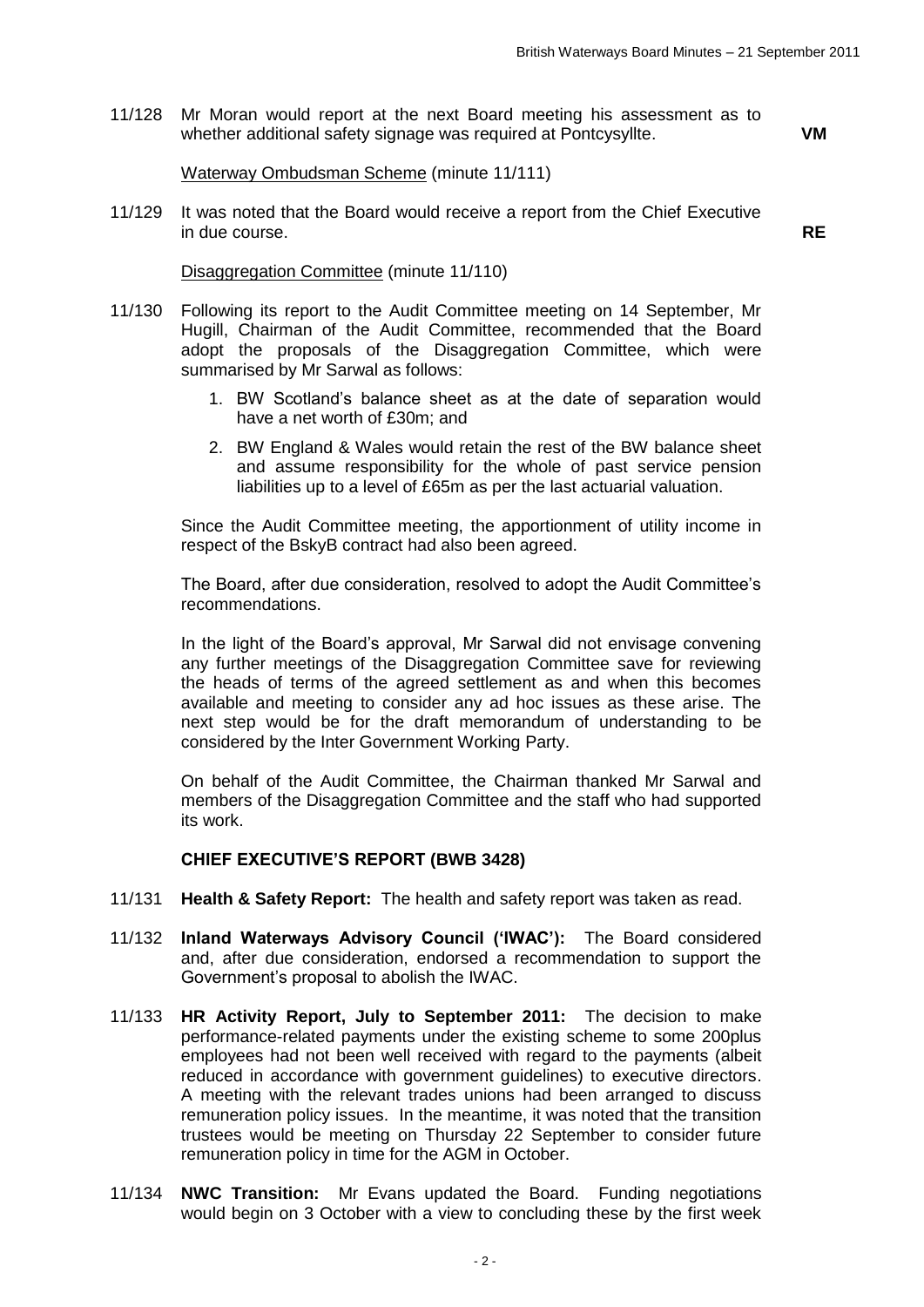11/128 Mr Moran would report at the next Board meeting his assessment as to whether additional safety signage was required at Pontcysyllte. **VM**

Waterway Ombudsman Scheme (minute 11/111)

11/129 It was noted that the Board would receive a report from the Chief Executive in due course. **RE**

Disaggregation Committee (minute 11/110)

11/130 Following its report to the Audit Committee meeting on 14 September, Mr Hugill, Chairman of the Audit Committee, recommended that the Board adopt the proposals of the Disaggregation Committee, which were summarised by Mr Sarwal as follows:

1. BW Scotland's balance sheet as at the date of separation would have a net worth of £30m; and
2. BW England & Wales would retain the rest of the BW balance sheet and assume responsibility for the whole of past service pension liabilities up to a level of £65m as per the last actuarial valuation.

Since the Audit Committee meeting, the apportionment of utility income in respect of the BskyB contract had also been agreed.

The Board, after due consideration, resolved to adopt the Audit Committee's recommendations.

In the light of the Board's approval, Mr Sarwal did not envisage convening any further meetings of the Disaggregation Committee save for reviewing the heads of terms of the agreed settlement as and when this becomes available and meeting to consider any ad hoc issues as these arise. The next step would be for the draft memorandum of understanding to be considered by the Inter Government Working Party.

On behalf of the Audit Committee, the Chairman thanked Mr Sarwal and members of the Disaggregation Committee and the staff who had supported its work.

**CHIEF EXECUTIVE'S REPORT (BWB 3428)**

11/131 **Health & Safety Report:** The health and safety report was taken as read.

11/132 **Inland Waterways Advisory Council ('IWAC'):** The Board considered and, after due consideration, endorsed a recommendation to support the Government's proposal to abolish the IWAC.

11/133 **HR Activity Report, July to September 2011:** The decision to make performance-related payments under the existing scheme to some 200plus employees had not been well received with regard to the payments (albeit reduced in accordance with government guidelines) to executive directors. A meeting with the relevant trades unions had been arranged to discuss remuneration policy issues. In the meantime, it was noted that the transition trustees would be meeting on Thursday 22 September to consider future remuneration policy in time for the AGM in October.

11/134 **NWC Transition:** Mr Evans updated the Board. Funding negotiations would begin on 3 October with a view to concluding these by the first week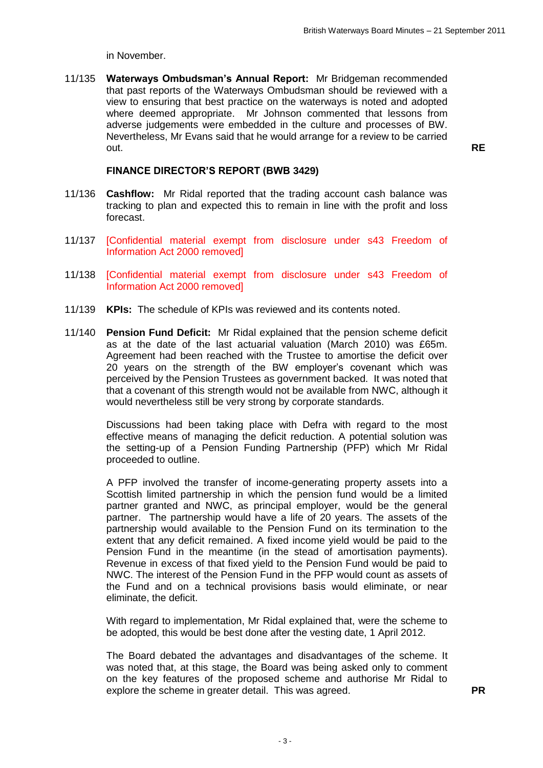in November.

11/135 **Waterways Ombudsman's Annual Report:** Mr Bridgeman recommended that past reports of the Waterways Ombudsman should be reviewed with a view to ensuring that best practice on the waterways is noted and adopted where deemed appropriate. Mr Johnson commented that lessons from adverse judgements were embedded in the culture and processes of BW. Nevertheless, Mr Evans said that he would arrange for a review to be carried out. **RE**

**FINANCE DIRECTOR'S REPORT (BWB 3429)**

11/136 **Cashflow:** Mr Ridal reported that the trading account cash balance was tracking to plan and expected this to remain in line with the profit and loss forecast.

11/137 [Confidential material exempt from disclosure under s43 Freedom of Information Act 2000 removed]

11/138 [Confidential material exempt from disclosure under s43 Freedom of Information Act 2000 removed]

11/139 **KPIs:** The schedule of KPIs was reviewed and its contents noted.

11/140 **Pension Fund Deficit:** Mr Ridal explained that the pension scheme deficit as at the date of the last actuarial valuation (March 2010) was £65m. Agreement had been reached with the Trustee to amortise the deficit over 20 years on the strength of the BW employer's covenant which was perceived by the Pension Trustees as government backed. It was noted that that a covenant of this strength would not be available from NWC, although it would nevertheless still be very strong by corporate standards.

Discussions had been taking place with Defra with regard to the most effective means of managing the deficit reduction. A potential solution was the setting-up of a Pension Funding Partnership (PFP) which Mr Ridal proceeded to outline.

A PFP involved the transfer of income-generating property assets into a Scottish limited partnership in which the pension fund would be a limited partner granted and NWC, as principal employer, would be the general partner. The partnership would have a life of 20 years. The assets of the partnership would available to the Pension Fund on its termination to the extent that any deficit remained. A fixed income yield would be paid to the Pension Fund in the meantime (in the stead of amortisation payments). Revenue in excess of that fixed yield to the Pension Fund would be paid to NWC. The interest of the Pension Fund in the PFP would count as assets of the Fund and on a technical provisions basis would eliminate, or near eliminate, the deficit.

With regard to implementation, Mr Ridal explained that, were the scheme to be adopted, this would be best done after the vesting date, 1 April 2012.

The Board debated the advantages and disadvantages of the scheme. It was noted that, at this stage, the Board was being asked only to comment on the key features of the proposed scheme and authorise Mr Ridal to explore the scheme in greater detail. This was agreed. **PR**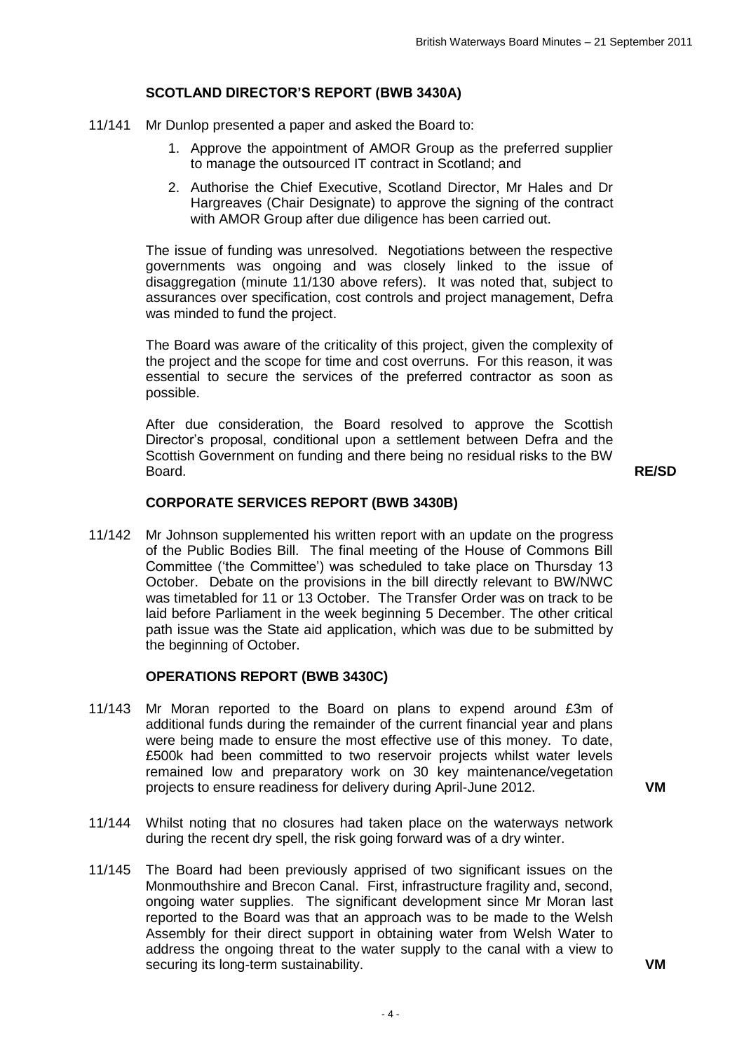### SCOTLAND DIRECTOR'S REPORT (BWB 3430A)

11/141 Mr Dunlop presented a paper and asked the Board to:

1. Approve the appointment of AMOR Group as the preferred supplier to manage the outsourced IT contract in Scotland; and
2. Authorise the Chief Executive, Scotland Director, Mr Hales and Dr Hargreaves (Chair Designate) to approve the signing of the contract with AMOR Group after due diligence has been carried out.

The issue of funding was unresolved. Negotiations between the respective governments was ongoing and was closely linked to the issue of disaggregation (minute 11/130 above refers). It was noted that, subject to assurances over specification, cost controls and project management, Defra was minded to fund the project.

The Board was aware of the criticality of this project, given the complexity of the project and the scope for time and cost overruns. For this reason, it was essential to secure the services of the preferred contractor as soon as possible.

After due consideration, the Board resolved to approve the Scottish Director's proposal, conditional upon a settlement between Defra and the Scottish Government on funding and there being no residual risks to the BW Board. **RE/SD**

### CORPORATE SERVICES REPORT (BWB 3430B)

11/142 Mr Johnson supplemented his written report with an update on the progress of the Public Bodies Bill. The final meeting of the House of Commons Bill Committee ('the Committee') was scheduled to take place on Thursday 13 October. Debate on the provisions in the bill directly relevant to BW/NWC was timetabled for 11 or 13 October. The Transfer Order was on track to be laid before Parliament in the week beginning 5 December. The other critical path issue was the State aid application, which was due to be submitted by the beginning of October.

### OPERATIONS REPORT (BWB 3430C)

11/143 Mr Moran reported to the Board on plans to expend around £3m of additional funds during the remainder of the current financial year and plans were being made to ensure the most effective use of this money. To date, £500k had been committed to two reservoir projects whilst water levels remained low and preparatory work on 30 key maintenance/vegetation projects to ensure readiness for delivery during April-June 2012. **VM**

11/144 Whilst noting that no closures had taken place on the waterways network during the recent dry spell, the risk going forward was of a dry winter.

11/145 The Board had been previously apprised of two significant issues on the Monmouthshire and Brecon Canal. First, infrastructure fragility and, second, ongoing water supplies. The significant development since Mr Moran last reported to the Board was that an approach was to be made to the Welsh Assembly for their direct support in obtaining water from Welsh Water to address the ongoing threat to the water supply to the canal with a view to securing its long-term sustainability. **VM**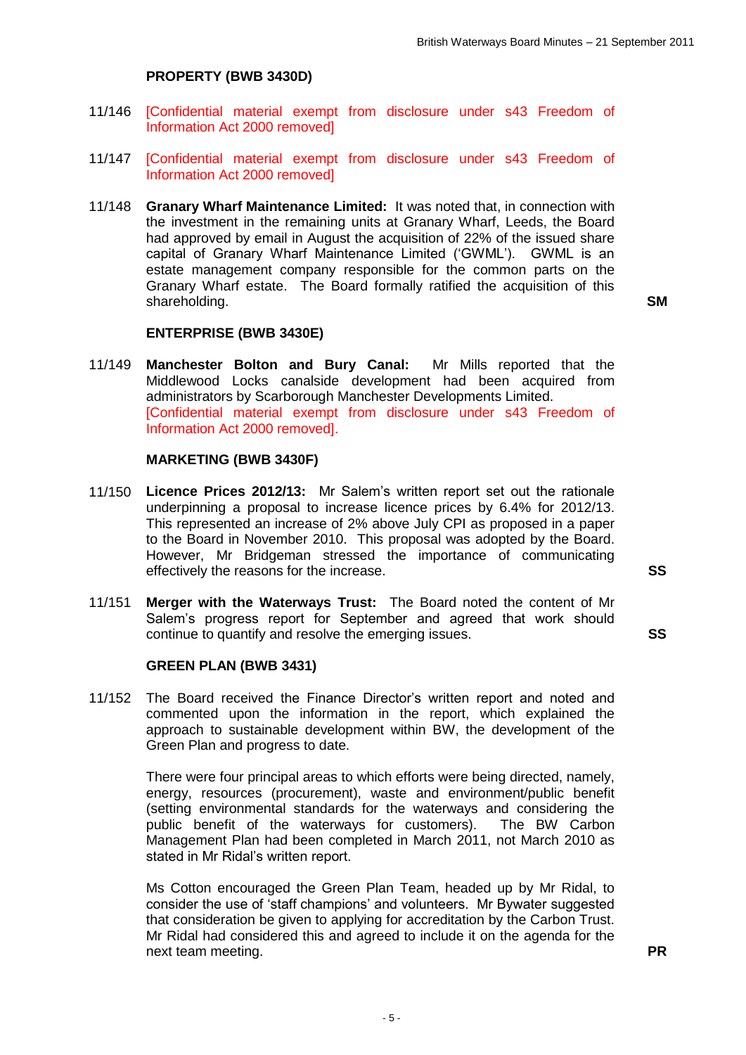## PROPERTY (BWB 3430D)

11/146 [Confidential material exempt from disclosure under s43 Freedom of Information Act 2000 removed]

11/147 [Confidential material exempt from disclosure under s43 Freedom of Information Act 2000 removed]

11/148 **Granary Wharf Maintenance Limited:** It was noted that, in connection with the investment in the remaining units at Granary Wharf, Leeds, the Board had approved by email in August the acquisition of 22% of the issued share capital of Granary Wharf Maintenance Limited ('GWML'). GWML is an estate management company responsible for the common parts on the Granary Wharf estate. The Board formally ratified the acquisition of this shareholding. **SM**

## ENTERPRISE (BWB 3430E)

11/149 **Manchester Bolton and Bury Canal:** Mr Mills reported that the Middlewood Locks canalside development had been acquired from administrators by Scarborough Manchester Developments Limited. [Confidential material exempt from disclosure under s43 Freedom of Information Act 2000 removed].

## MARKETING (BWB 3430F)

11/150 **Licence Prices 2012/13:** Mr Salem's written report set out the rationale underpinning a proposal to increase licence prices by 6.4% for 2012/13. This represented an increase of 2% above July CPI as proposed in a paper to the Board in November 2010. This proposal was adopted by the Board. However, Mr Bridgeman stressed the importance of communicating effectively the reasons for the increase. **SS**

11/151 **Merger with the Waterways Trust:** The Board noted the content of Mr Salem's progress report for September and agreed that work should continue to quantify and resolve the emerging issues. **SS**

## GREEN PLAN (BWB 3431)

11/152 The Board received the Finance Director's written report and noted and commented upon the information in the report, which explained the approach to sustainable development within BW, the development of the Green Plan and progress to date.

There were four principal areas to which efforts were being directed, namely, energy, resources (procurement), waste and environment/public benefit (setting environmental standards for the waterways and considering the public benefit of the waterways for customers). The BW Carbon Management Plan had been completed in March 2011, not March 2010 as stated in Mr Ridal's written report.

Ms Cotton encouraged the Green Plan Team, headed up by Mr Ridal, to consider the use of 'staff champions' and volunteers. Mr Bywater suggested that consideration be given to applying for accreditation by the Carbon Trust. Mr Ridal had considered this and agreed to include it on the agenda for the next team meeting. **PR**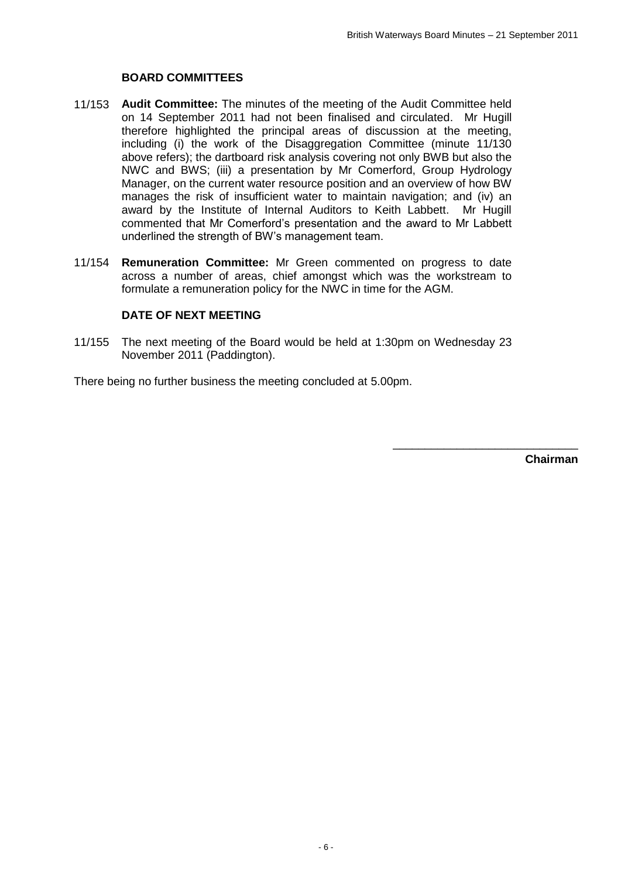## BOARD COMMITTEES

11/153 **Audit Committee:** The minutes of the meeting of the Audit Committee held on 14 September 2011 had not been finalised and circulated. Mr Hugill therefore highlighted the principal areas of discussion at the meeting, including (i) the work of the Disaggregation Committee (minute 11/130 above refers); the dartboard risk analysis covering not only BWB but also the NWC and BWS; (iii) a presentation by Mr Comerford, Group Hydrology Manager, on the current water resource position and an overview of how BW manages the risk of insufficient water to maintain navigation; and (iv) an award by the Institute of Internal Auditors to Keith Labbett. Mr Hugill commented that Mr Comerford's presentation and the award to Mr Labbett underlined the strength of BW's management team.

11/154 **Remuneration Committee:** Mr Green commented on progress to date across a number of areas, chief amongst which was the workstream to formulate a remuneration policy for the NWC in time for the AGM.

## DATE OF NEXT MEETING

11/155 The next meeting of the Board would be held at 1:30pm on Wednesday 23 November 2011 (Paddington).

There being no further business the meeting concluded at 5.00pm.

\_\_\_\_\_\_\_\_\_\_\_\_\_\_\_\_\_\_\_\_\_\_\_\_\_\_\_\_\_\_

**Chairman**